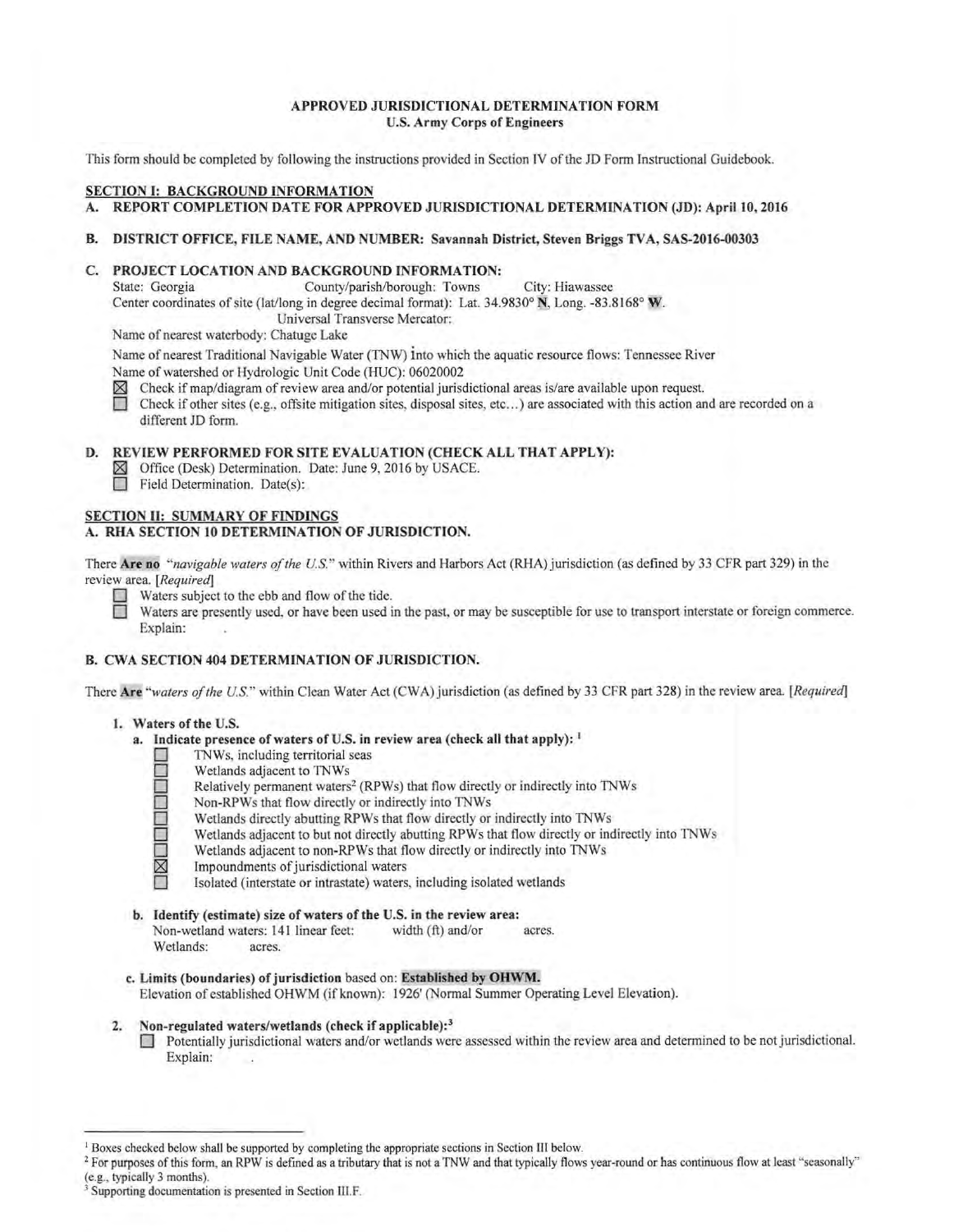# APPROVED JURISDICTIONAL DETERMINATION FORM
## U.S. Army Corps of Engineers

This form should be completed by following the instructions provided in Section IV of the JD Form Instructional Guidebook.

## SECTION I: BACKGROUND INFORMATION

**A. REPORT COMPLETION DATE FOR APPROVED JURISDICTIONAL DETERMINATION (JD): April 10, 2016**

**B. DISTRICT OFFICE, FILE NAME, AND NUMBER: Savannah District, Steven Briggs TVA, SAS-2016-00303**

**C. PROJECT LOCATION AND BACKGROUND INFORMATION:**

State: Georgia County/parish/borough: Towns City: Hiawassee

Center coordinates of site (lat/long in degree decimal format): Lat. 34.9830° **N**, Long. -83.8168° **W**.

Universal Transverse Mercator:

Name of nearest waterbody: Chatuge Lake

Name of nearest Traditional Navigable Water (TNW) into which the aquatic resource flows: Tennessee River

Name of watershed or Hydrologic Unit Code (HUC): 06020002

☒ Check if map/diagram of review area and/or potential jurisdictional areas is/are available upon request.

☐ Check if other sites (e.g., offsite mitigation sites, disposal sites, etc…) are associated with this action and are recorded on a different JD form.

**D. REVIEW PERFORMED FOR SITE EVALUATION (CHECK ALL THAT APPLY):**

☒ Office (Desk) Determination. Date: June 9, 2016 by USACE.

☐ Field Determination. Date(s):

## SECTION II: SUMMARY OF FINDINGS

### A. RHA SECTION 10 DETERMINATION OF JURISDICTION.

There **Are no** *"navigable waters of the U.S."* within Rivers and Harbors Act (RHA) jurisdiction (as defined by 33 CFR part 329) in the review area. *[Required]*

☐ Waters subject to the ebb and flow of the tide.

☐ Waters are presently used, or have been used in the past, or may be susceptible for use to transport interstate or foreign commerce. Explain:

### B. CWA SECTION 404 DETERMINATION OF JURISDICTION.

There **Are** *"waters of the U.S."* within Clean Water Act (CWA) jurisdiction (as defined by 33 CFR part 328) in the review area. *[Required]*

**1. Waters of the U.S.**

**a. Indicate presence of waters of U.S. in review area (check all that apply):** [1]

☐ TNWs, including territorial seas
☐ Wetlands adjacent to TNWs
☐ Relatively permanent waters[2] (RPWs) that flow directly or indirectly into TNWs
☐ Non-RPWs that flow directly or indirectly into TNWs
☐ Wetlands directly abutting RPWs that flow directly or indirectly into TNWs
☐ Wetlands adjacent to but not directly abutting RPWs that flow directly or indirectly into TNWs
☐ Wetlands adjacent to non-RPWs that flow directly or indirectly into TNWs
☒ Impoundments of jurisdictional waters
☐ Isolated (interstate or intrastate) waters, including isolated wetlands

**b. Identify (estimate) size of waters of the U.S. in the review area:**

Non-wetland waters: 141 linear feet: width (ft) and/or acres.

Wetlands: acres.

**c. Limits (boundaries) of jurisdiction** based on: **Established by OHWM.**

Elevation of established OHWM (if known): 1926' (Normal Summer Operating Level Elevation).

**2. Non-regulated waters/wetlands (check if applicable):**[3]

☐ Potentially jurisdictional waters and/or wetlands were assessed within the review area and determined to be not jurisdictional. Explain:

---

[1] Boxes checked below shall be supported by completing the appropriate sections in Section III below.

[2] For purposes of this form, an RPW is defined as a tributary that is not a TNW and that typically flows year-round or has continuous flow at least "seasonally" (e.g., typically 3 months).

[3] Supporting documentation is presented in Section III.F.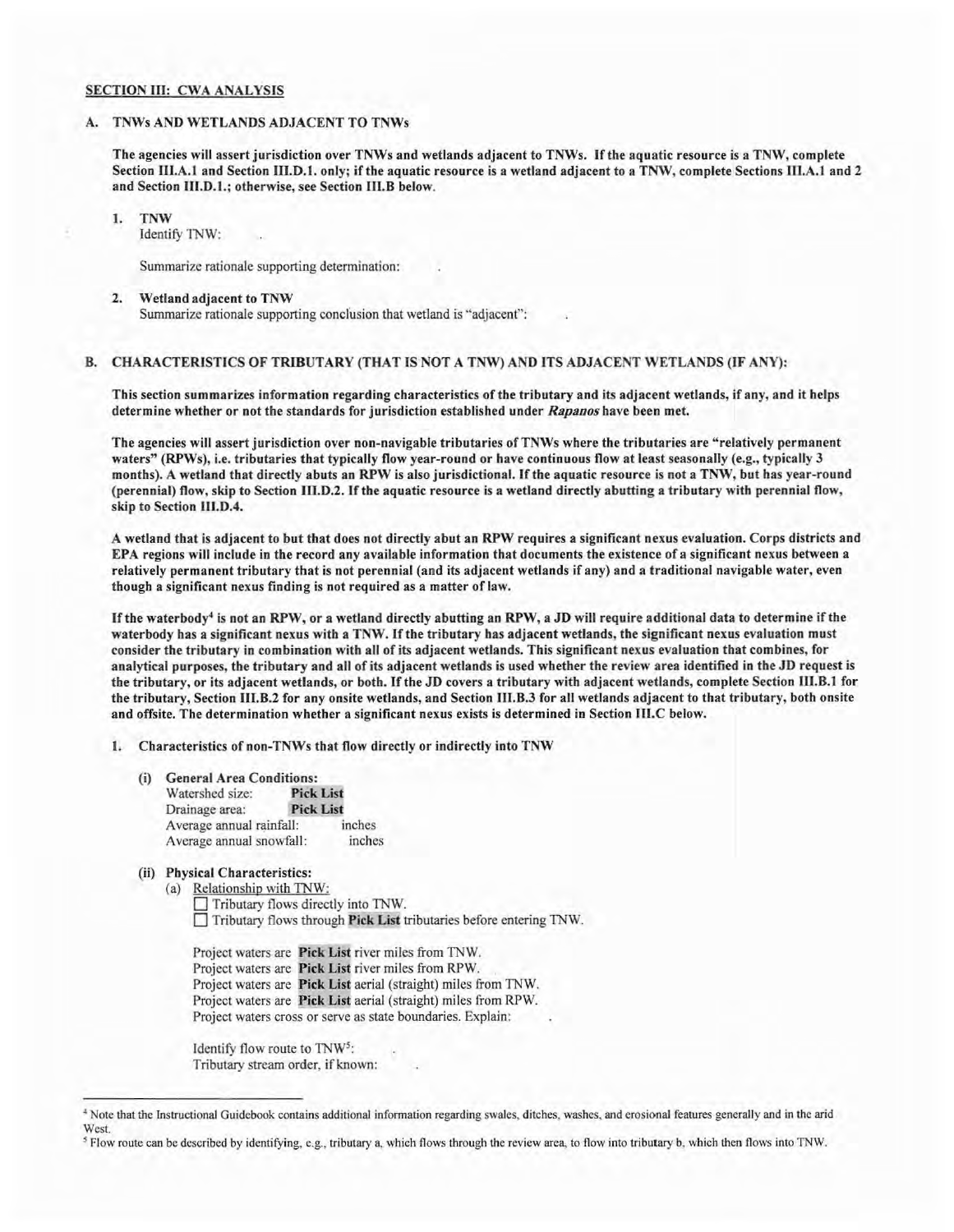## SECTION III: CWA ANALYSIS

### A. TNWs AND WETLANDS ADJACENT TO TNWs

**The agencies will assert jurisdiction over TNWs and wetlands adjacent to TNWs. If the aquatic resource is a TNW, complete Section III.A.1 and Section III.D.1. only; if the aquatic resource is a wetland adjacent to a TNW, complete Sections III.A.1 and 2 and Section III.D.1.; otherwise, see Section III.B below.**

1. **TNW**
   Identify TNW: .

   Summarize rationale supporting determination: .

2. **Wetland adjacent to TNW**
   Summarize rationale supporting conclusion that wetland is "adjacent": .

### B. CHARACTERISTICS OF TRIBUTARY (THAT IS NOT A TNW) AND ITS ADJACENT WETLANDS (IF ANY):

**This section summarizes information regarding characteristics of the tributary and its adjacent wetlands, if any, and it helps determine whether or not the standards for jurisdiction established under *Rapanos* have been met.**

**The agencies will assert jurisdiction over non-navigable tributaries of TNWs where the tributaries are "relatively permanent waters" (RPWs), i.e. tributaries that typically flow year-round or have continuous flow at least seasonally (e.g., typically 3 months). A wetland that directly abuts an RPW is also jurisdictional. If the aquatic resource is not a TNW, but has year-round (perennial) flow, skip to Section III.D.2. If the aquatic resource is a wetland directly abutting a tributary with perennial flow, skip to Section III.D.4.**

**A wetland that is adjacent to but that does not directly abut an RPW requires a significant nexus evaluation. Corps districts and EPA regions will include in the record any available information that documents the existence of a significant nexus between a relatively permanent tributary that is not perennial (and its adjacent wetlands if any) and a traditional navigable water, even though a significant nexus finding is not required as a matter of law.**

**If the waterbody[4] is not an RPW, or a wetland directly abutting an RPW, a JD will require additional data to determine if the waterbody has a significant nexus with a TNW. If the tributary has adjacent wetlands, the significant nexus evaluation must consider the tributary in combination with all of its adjacent wetlands. This significant nexus evaluation that combines, for analytical purposes, the tributary and all of its adjacent wetlands is used whether the review area identified in the JD request is the tributary, or its adjacent wetlands, or both. If the JD covers a tributary with adjacent wetlands, complete Section III.B.1 for the tributary, Section III.B.2 for any onsite wetlands, and Section III.B.3 for all wetlands adjacent to that tributary, both onsite and offsite. The determination whether a significant nexus exists is determined in Section III.C below.**

1. **Characteristics of non-TNWs that flow directly or indirectly into TNW**

   **(i) General Area Conditions:**
   Watershed size: **Pick List**
   Drainage area: **Pick List**
   Average annual rainfall: inches
   Average annual snowfall: inches

   **(ii) Physical Characteristics:**
   (a) Relationship with TNW:
   ☐ Tributary flows directly into TNW.
   ☐ Tributary flows through **Pick List** tributaries before entering TNW.

   Project waters are **Pick List** river miles from TNW.
   Project waters are **Pick List** river miles from RPW.
   Project waters are **Pick List** aerial (straight) miles from TNW.
   Project waters are **Pick List** aerial (straight) miles from RPW.
   Project waters cross or serve as state boundaries. Explain: .

   Identify flow route to TNW[5]: .
   Tributary stream order, if known: .

---

[4] Note that the Instructional Guidebook contains additional information regarding swales, ditches, washes, and erosional features generally and in the arid West.

[5] Flow route can be described by identifying, e.g., tributary a, which flows through the review area, to flow into tributary b, which then flows into TNW.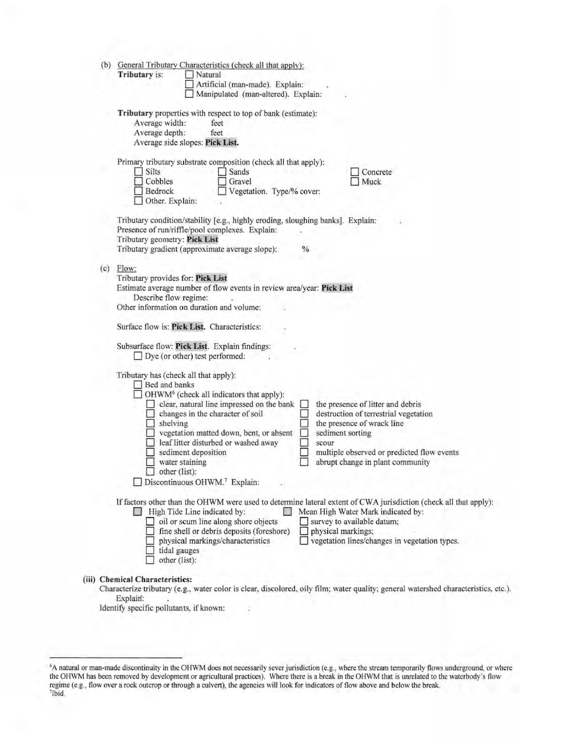(b) General Tributary Characteristics (check all that apply):

**Tributary** is: ☐ Natural
☐ Artificial (man-made). Explain: .
☐ Manipulated (man-altered). Explain: .

**Tributary** properties with respect to top of bank (estimate):
Average width: feet
Average depth: feet
Average side slopes: **Pick List.**

Primary tributary substrate composition (check all that apply):
☐ Silts ☐ Sands ☐ Concrete
☐ Cobbles ☐ Gravel ☐ Muck
☐ Bedrock ☐ Vegetation. Type/% cover:
☐ Other. Explain: .

Tributary condition/stability [e.g., highly eroding, sloughing banks]. Explain: .
Presence of run/riffle/pool complexes. Explain: .
Tributary geometry: **Pick List**
Tributary gradient (approximate average slope): %

(c) Flow:
Tributary provides for: **Pick List**
Estimate average number of flow events in review area/year: **Pick List**
Describe flow regime: .
Other information on duration and volume: .

Surface flow is: **Pick List.** Characteristics: .

Subsurface flow: **Pick List**. Explain findings: .
☐ Dye (or other) test performed: .

Tributary has (check all that apply):
☐ Bed and banks
☐ OHWM[6] (check all indicators that apply):
☐ clear, natural line impressed on the bank ☐ the presence of litter and debris
☐ changes in the character of soil ☐ destruction of terrestrial vegetation
☐ shelving ☐ the presence of wrack line
☐ vegetation matted down, bent, or absent ☐ sediment sorting
☐ leaf litter disturbed or washed away ☐ scour
☐ sediment deposition ☐ multiple observed or predicted flow events
☐ water staining ☐ abrupt change in plant community
☐ other (list):
☐ Discontinuous OHWM.[7] Explain: .

If factors other than the OHWM were used to determine lateral extent of CWA jurisdiction (check all that apply):
☐ High Tide Line indicated by: ☐ Mean High Water Mark indicated by:
☐ oil or scum line along shore objects ☐ survey to available datum;
☐ fine shell or debris deposits (foreshore) ☐ physical markings;
☐ physical markings/characteristics ☐ vegetation lines/changes in vegetation types.
☐ tidal gauges
☐ other (list):

**(iii) Chemical Characteristics:**
Characterize tributary (e.g., water color is clear, discolored, oily film; water quality; general watershed characteristics, etc.).
Explain: .
Identify specific pollutants, if known: .

---

[6]A natural or man-made discontinuity in the OHWM does not necessarily sever jurisdiction (e.g., where the stream temporarily flows underground, or where the OHWM has been removed by development or agricultural practices). Where there is a break in the OHWM that is unrelated to the waterbody's flow regime (e.g., flow over a rock outcrop or through a culvert), the agencies will look for indicators of flow above and below the break.
[7]Ibid.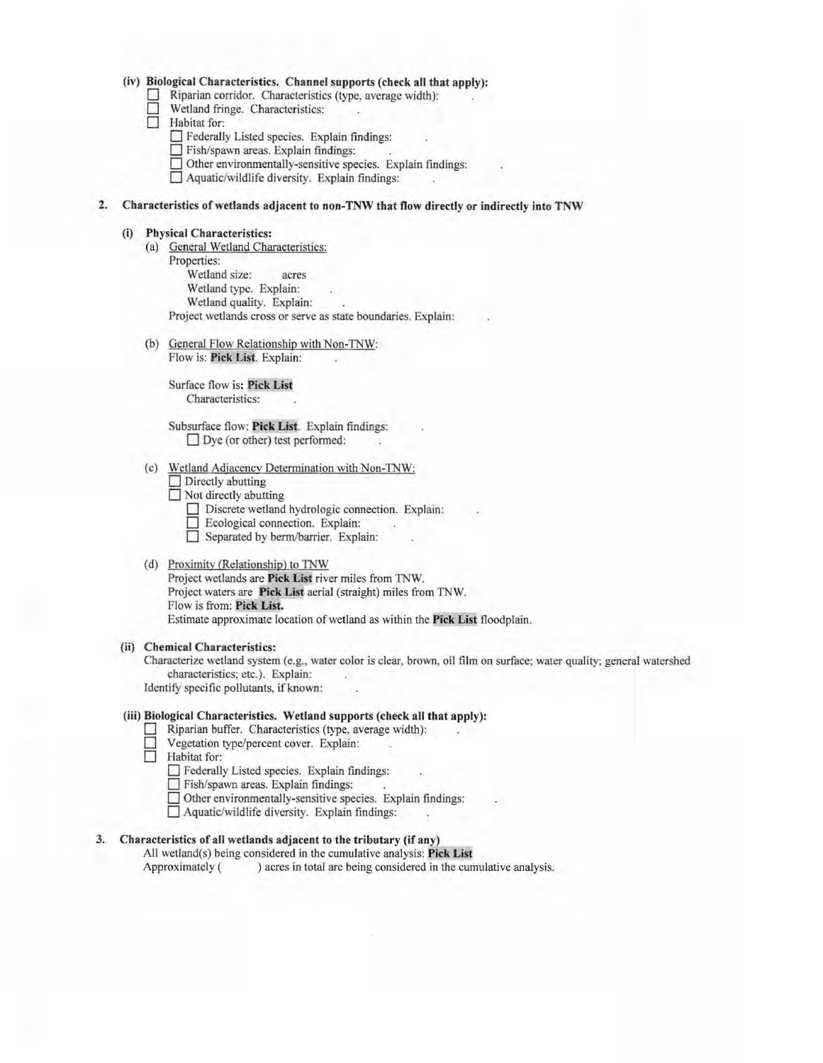**(iv) Biological Characteristics. Channel supports (check all that apply):**

- ☐ Riparian corridor. Characteristics (type, average width): .
- ☐ Wetland fringe. Characteristics: .
- ☐ Habitat for:
  - ☐ Federally Listed species. Explain findings: .
  - ☐ Fish/spawn areas. Explain findings: .
  - ☐ Other environmentally-sensitive species. Explain findings: .
  - ☐ Aquatic/wildlife diversity. Explain findings: .

**2. Characteristics of wetlands adjacent to non-TNW that flow directly or indirectly into TNW**

**(i) Physical Characteristics:**

(a) General Wetland Characteristics:

Properties:

Wetland size: acres

Wetland type. Explain: .

Wetland quality. Explain: .

Project wetlands cross or serve as state boundaries. Explain: .

(b) General Flow Relationship with Non-TNW:

Flow is: **Pick List**. Explain: .

Surface flow is: **Pick List**

Characteristics: .

Subsurface flow: **Pick List**. Explain findings: .

☐ Dye (or other) test performed: .

(c) Wetland Adjacency Determination with Non-TNW:

- ☐ Directly abutting
- ☐ Not directly abutting
  - ☐ Discrete wetland hydrologic connection. Explain: .
  - ☐ Ecological connection. Explain: .
  - ☐ Separated by berm/barrier. Explain: .

(d) Proximity (Relationship) to TNW

Project wetlands are **Pick List** river miles from TNW.

Project waters are **Pick List** aerial (straight) miles from TNW.

Flow is from: **Pick List.**

Estimate approximate location of wetland as within the **Pick List** floodplain.

**(ii) Chemical Characteristics:**

Characterize wetland system (e.g., water color is clear, brown, oil film on surface; water quality; general watershed characteristics; etc.). Explain: .

Identify specific pollutants, if known: .

**(iii) Biological Characteristics. Wetland supports (check all that apply):**

- ☐ Riparian buffer. Characteristics (type, average width): .
- ☐ Vegetation type/percent cover. Explain: .
- ☐ Habitat for:
  - ☐ Federally Listed species. Explain findings: .
  - ☐ Fish/spawn areas. Explain findings: .
  - ☐ Other environmentally-sensitive species. Explain findings: .
  - ☐ Aquatic/wildlife diversity. Explain findings: .

**3. Characteristics of all wetlands adjacent to the tributary (if any)**

All wetland(s) being considered in the cumulative analysis: **Pick List**

Approximately ( ) acres in total are being considered in the cumulative analysis.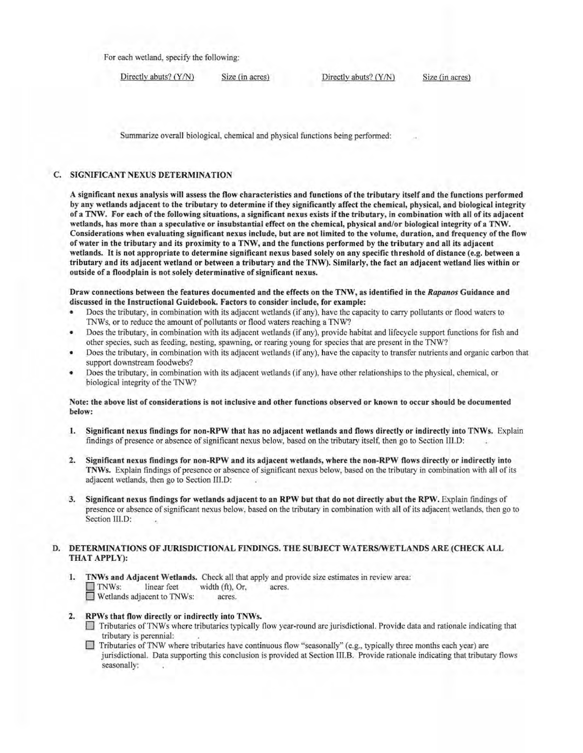For each wetland, specify the following:

| Directly abuts? (Y/N) | Size (in acres) | Directly abuts? (Y/N) | Size (in acres) |
| --- | --- | --- | --- |

Summarize overall biological, chemical and physical functions being performed: .

## C. SIGNIFICANT NEXUS DETERMINATION

**A significant nexus analysis will assess the flow characteristics and functions of the tributary itself and the functions performed by any wetlands adjacent to the tributary to determine if they significantly affect the chemical, physical, and biological integrity of a TNW. For each of the following situations, a significant nexus exists if the tributary, in combination with all of its adjacent wetlands, has more than a speculative or insubstantial effect on the chemical, physical and/or biological integrity of a TNW. Considerations when evaluating significant nexus include, but are not limited to the volume, duration, and frequency of the flow of water in the tributary and its proximity to a TNW, and the functions performed by the tributary and all its adjacent wetlands. It is not appropriate to determine significant nexus based solely on any specific threshold of distance (e.g. between a tributary and its adjacent wetland or between a tributary and the TNW). Similarly, the fact an adjacent wetland lies within or outside of a floodplain is not solely determinative of significant nexus.**

**Draw connections between the features documented and the effects on the TNW, as identified in the *Rapanos* Guidance and discussed in the Instructional Guidebook. Factors to consider include, for example:**

- Does the tributary, in combination with its adjacent wetlands (if any), have the capacity to carry pollutants or flood waters to TNWs, or to reduce the amount of pollutants or flood waters reaching a TNW?
- Does the tributary, in combination with its adjacent wetlands (if any), provide habitat and lifecycle support functions for fish and other species, such as feeding, nesting, spawning, or rearing young for species that are present in the TNW?
- Does the tributary, in combination with its adjacent wetlands (if any), have the capacity to transfer nutrients and organic carbon that support downstream foodwebs?
- Does the tributary, in combination with its adjacent wetlands (if any), have other relationships to the physical, chemical, or biological integrity of the TNW?

**Note: the above list of considerations is not inclusive and other functions observed or known to occur should be documented below:**

1. **Significant nexus findings for non-RPW that has no adjacent wetlands and flows directly or indirectly into TNWs.** Explain findings of presence or absence of significant nexus below, based on the tributary itself, then go to Section III.D: .

2. **Significant nexus findings for non-RPW and its adjacent wetlands, where the non-RPW flows directly or indirectly into TNWs.** Explain findings of presence or absence of significant nexus below, based on the tributary in combination with all of its adjacent wetlands, then go to Section III.D: .

3. **Significant nexus findings for wetlands adjacent to an RPW but that do not directly abut the RPW.** Explain findings of presence or absence of significant nexus below, based on the tributary in combination with all of its adjacent wetlands, then go to Section III.D: .

## D. DETERMINATIONS OF JURISDICTIONAL FINDINGS. THE SUBJECT WATERS/WETLANDS ARE (CHECK ALL THAT APPLY):

1. **TNWs and Adjacent Wetlands.** Check all that apply and provide size estimates in review area:
   - ☐ TNWs: linear feet width (ft), Or, acres.
   - ☐ Wetlands adjacent to TNWs: acres.

2. **RPWs that flow directly or indirectly into TNWs.**
   - ☐ Tributaries of TNWs where tributaries typically flow year-round are jurisdictional. Provide data and rationale indicating that tributary is perennial: .
   - ☐ Tributaries of TNW where tributaries have continuous flow "seasonally" (e.g., typically three months each year) are jurisdictional. Data supporting this conclusion is provided at Section III.B. Provide rationale indicating that tributary flows seasonally: .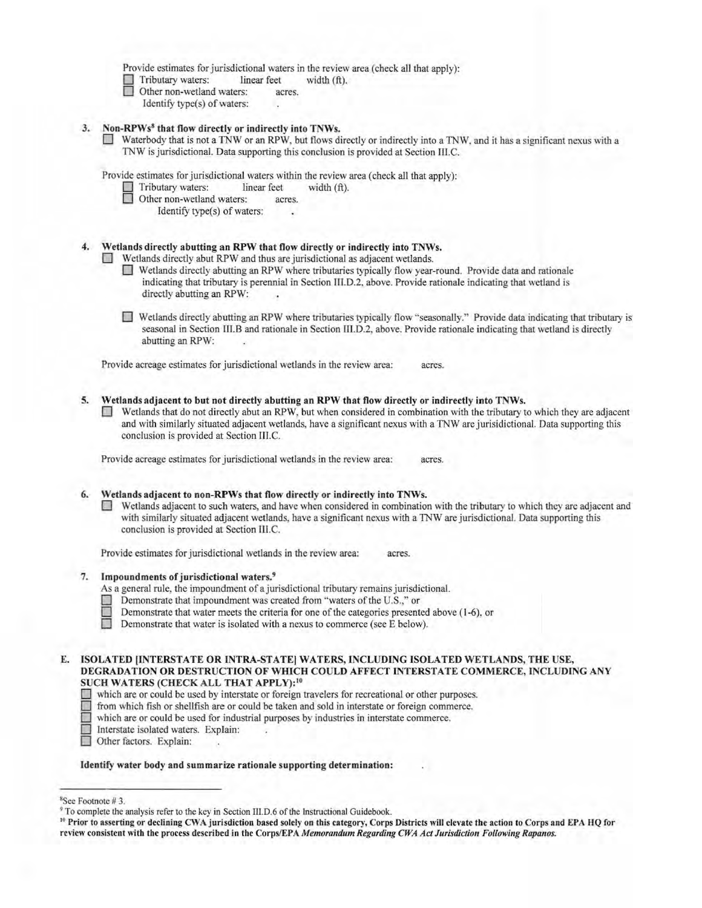Provide estimates for jurisdictional waters in the review area (check all that apply):

- ☐ Tributary waters: linear feet width (ft).
- ☐ Other non-wetland waters: acres.
  - Identify type(s) of waters: .

**3. Non-RPWs[8] that flow directly or indirectly into TNWs.**

☐ Waterbody that is not a TNW or an RPW, but flows directly or indirectly into a TNW, and it has a significant nexus with a TNW is jurisdictional. Data supporting this conclusion is provided at Section III.C.

Provide estimates for jurisdictional waters within the review area (check all that apply):

- ☐ Tributary waters: linear feet width (ft).
- ☐ Other non-wetland waters: acres.
  - Identify type(s) of waters: .

**4. Wetlands directly abutting an RPW that flow directly or indirectly into TNWs.**

☐ Wetlands directly abut RPW and thus are jurisdictional as adjacent wetlands.

- ☐ Wetlands directly abutting an RPW where tributaries typically flow year-round. Provide data and rationale indicating that tributary is perennial in Section III.D.2, above. Provide rationale indicating that wetland is directly abutting an RPW: .

- ☐ Wetlands directly abutting an RPW where tributaries typically flow "seasonally." Provide data indicating that tributary is seasonal in Section III.B and rationale in Section III.D.2, above. Provide rationale indicating that wetland is directly abutting an RPW: .

Provide acreage estimates for jurisdictional wetlands in the review area: acres.

**5. Wetlands adjacent to but not directly abutting an RPW that flow directly or indirectly into TNWs.**

☐ Wetlands that do not directly abut an RPW, but when considered in combination with the tributary to which they are adjacent and with similarly situated adjacent wetlands, have a significant nexus with a TNW are jurisidictional. Data supporting this conclusion is provided at Section III.C.

Provide acreage estimates for jurisdictional wetlands in the review area: acres.

**6. Wetlands adjacent to non-RPWs that flow directly or indirectly into TNWs.**

☐ Wetlands adjacent to such waters, and have when considered in combination with the tributary to which they are adjacent and with similarly situated adjacent wetlands, have a significant nexus with a TNW are jurisdictional. Data supporting this conclusion is provided at Section III.C.

Provide estimates for jurisdictional wetlands in the review area: acres.

**7. Impoundments of jurisdictional waters.[9]**

As a general rule, the impoundment of a jurisdictional tributary remains jurisdictional.

- ☐ Demonstrate that impoundment was created from "waters of the U.S.," or
- ☐ Demonstrate that water meets the criteria for one of the categories presented above (1-6), or
- ☐ Demonstrate that water is isolated with a nexus to commerce (see E below).

**E. ISOLATED [INTERSTATE OR INTRA-STATE] WATERS, INCLUDING ISOLATED WETLANDS, THE USE, DEGRADATION OR DESTRUCTION OF WHICH COULD AFFECT INTERSTATE COMMERCE, INCLUDING ANY SUCH WATERS (CHECK ALL THAT APPLY):[10]**

- ☐ which are or could be used by interstate or foreign travelers for recreational or other purposes.
- ☐ from which fish or shellfish are or could be taken and sold in interstate or foreign commerce.
- ☐ which are or could be used for industrial purposes by industries in interstate commerce.
- ☐ Interstate isolated waters. Explain: .
- ☐ Other factors. Explain: .

**Identify water body and summarize rationale supporting determination:** .

---

[8] See Footnote # 3.

[9] To complete the analysis refer to the key in Section III.D.6 of the Instructional Guidebook.

[10] **Prior to asserting or declining CWA jurisdiction based solely on this category, Corps Districts will elevate the action to Corps and EPA HQ for review consistent with the process described in the Corps/EPA *Memorandum Regarding CWA Act Jurisdiction Following Rapanos.***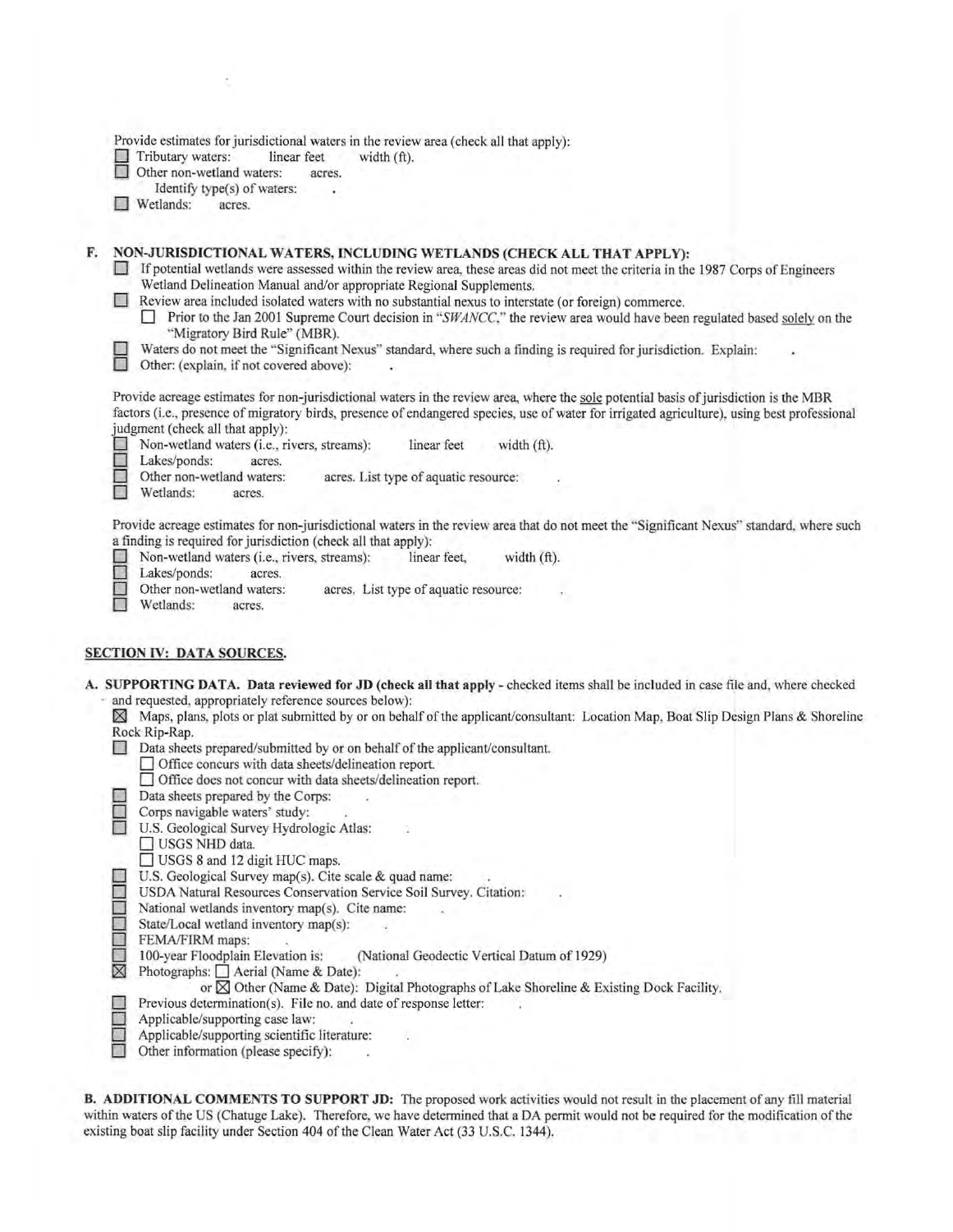Provide estimates for jurisdictional waters in the review area (check all that apply):

- ☐ Tributary waters: linear feet width (ft).
- ☐ Other non-wetland waters: acres.
  - Identify type(s) of waters: .
- ☐ Wetlands: acres.

**F. NON-JURISDICTIONAL WATERS, INCLUDING WETLANDS (CHECK ALL THAT APPLY):**

- ☐ If potential wetlands were assessed within the review area, these areas did not meet the criteria in the 1987 Corps of Engineers Wetland Delineation Manual and/or appropriate Regional Supplements.
- ☐ Review area included isolated waters with no substantial nexus to interstate (or foreign) commerce.
  - ☐ Prior to the Jan 2001 Supreme Court decision in "*SWANCC*," the review area would have been regulated based solely on the "Migratory Bird Rule" (MBR).
- ☐ Waters do not meet the "Significant Nexus" standard, where such a finding is required for jurisdiction. Explain: .
- ☐ Other: (explain, if not covered above): .

Provide acreage estimates for non-jurisdictional waters in the review area, where the sole potential basis of jurisdiction is the MBR factors (i.e., presence of migratory birds, presence of endangered species, use of water for irrigated agriculture), using best professional judgment (check all that apply):

- ☐ Non-wetland waters (i.e., rivers, streams): linear feet width (ft).
- ☐ Lakes/ponds: acres.
- ☐ Other non-wetland waters: acres. List type of aquatic resource: .
- ☐ Wetlands: acres.

Provide acreage estimates for non-jurisdictional waters in the review area that do not meet the "Significant Nexus" standard, where such a finding is required for jurisdiction (check all that apply):

- ☐ Non-wetland waters (i.e., rivers, streams): linear feet, width (ft).
- ☐ Lakes/ponds: acres.
- ☐ Other non-wetland waters: acres. List type of aquatic resource: .
- ☐ Wetlands: acres.

## SECTION IV: DATA SOURCES.

**A. SUPPORTING DATA. Data reviewed for JD (check all that apply -** checked items shall be included in case file and, where checked and requested, appropriately reference sources below):

- ☒ Maps, plans, plots or plat submitted by or on behalf of the applicant/consultant: Location Map, Boat Slip Design Plans & Shoreline Rock Rip-Rap.
- ☐ Data sheets prepared/submitted by or on behalf of the applicant/consultant.
  - ☐ Office concurs with data sheets/delineation report.
  - ☐ Office does not concur with data sheets/delineation report.
- ☐ Data sheets prepared by the Corps: .
- ☐ Corps navigable waters' study: .
- ☐ U.S. Geological Survey Hydrologic Atlas: .
  - ☐ USGS NHD data.
  - ☐ USGS 8 and 12 digit HUC maps.
- ☐ U.S. Geological Survey map(s). Cite scale & quad name: .
- ☐ USDA Natural Resources Conservation Service Soil Survey. Citation: .
- ☐ National wetlands inventory map(s). Cite name: .
- ☐ State/Local wetland inventory map(s): .
- ☐ FEMA/FIRM maps: .
- ☐ 100-year Floodplain Elevation is: (National Geodectic Vertical Datum of 1929)
- ☒ Photographs: ☐ Aerial (Name & Date): .
  - or ☒ Other (Name & Date): Digital Photographs of Lake Shoreline & Existing Dock Facility.
- ☐ Previous determination(s). File no. and date of response letter: .
- ☐ Applicable/supporting case law: .
- ☐ Applicable/supporting scientific literature: .
- ☐ Other information (please specify): .

**B. ADDITIONAL COMMENTS TO SUPPORT JD:** The proposed work activities would not result in the placement of any fill material within waters of the US (Chatuge Lake). Therefore, we have determined that a DA permit would not be required for the modification of the existing boat slip facility under Section 404 of the Clean Water Act (33 U.S.C. 1344).